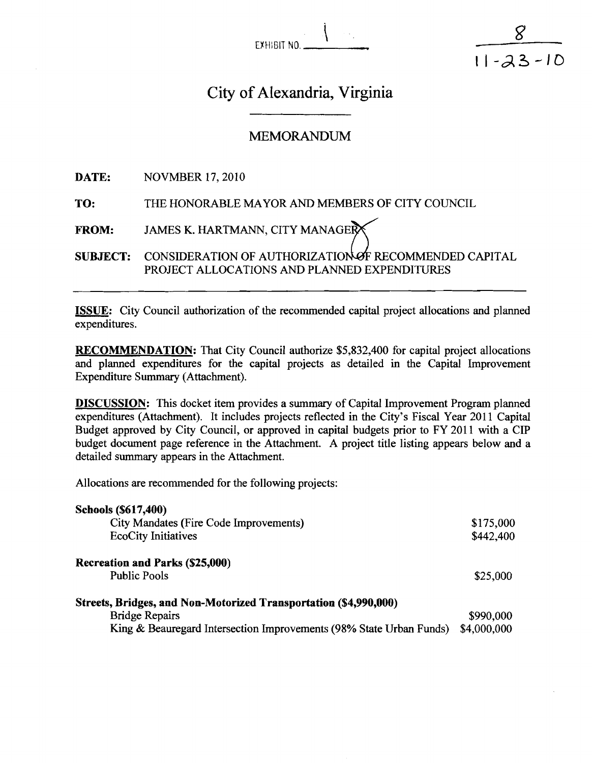EXHIBIT NO. 1

8
11-23-10

# City of Alexandria, Virginia

## MEMORANDUM

**DATE:** NOVMBER 17, 2010

**TO:** THE HONORABLE MAYOR AND MEMBERS OF CITY COUNCIL

**FROM:** JAMES K. HARTMANN, CITY MANAGER

**SUBJECT:** CONSIDERATION OF AUTHORIZATION OF RECOMMENDED CAPITAL PROJECT ALLOCATIONS AND PLANNED EXPENDITURES

---

**ISSUE:** City Council authorization of the recommended capital project allocations and planned expenditures.

**RECOMMENDATION:** That City Council authorize $5,832,400 for capital project allocations and planned expenditures for the capital projects as detailed in the Capital Improvement Expenditure Summary (Attachment).

**DISCUSSION:** This docket item provides a summary of Capital Improvement Program planned expenditures (Attachment). It includes projects reflected in the City's Fiscal Year 2011 Capital Budget approved by City Council, or approved in capital budgets prior to FY 2011 with a CIP budget document page reference in the Attachment. A project title listing appears below and a detailed summary appears in the Attachment.

Allocations are recommended for the following projects:

**Schools ($617,400)**

| | |
|---|---|
| City Mandates (Fire Code Improvements) | $175,000 |
| EcoCity Initiatives | $442,400 |

**Recreation and Parks ($25,000)**

| | |
|---|---|
| Public Pools | $25,000 |

**Streets, Bridges, and Non-Motorized Transportation ($4,990,000)**

| | |
|---|---|
| Bridge Repairs | $990,000 |
| King & Beauregard Intersection Improvements (98% State Urban Funds) | $4,000,000 |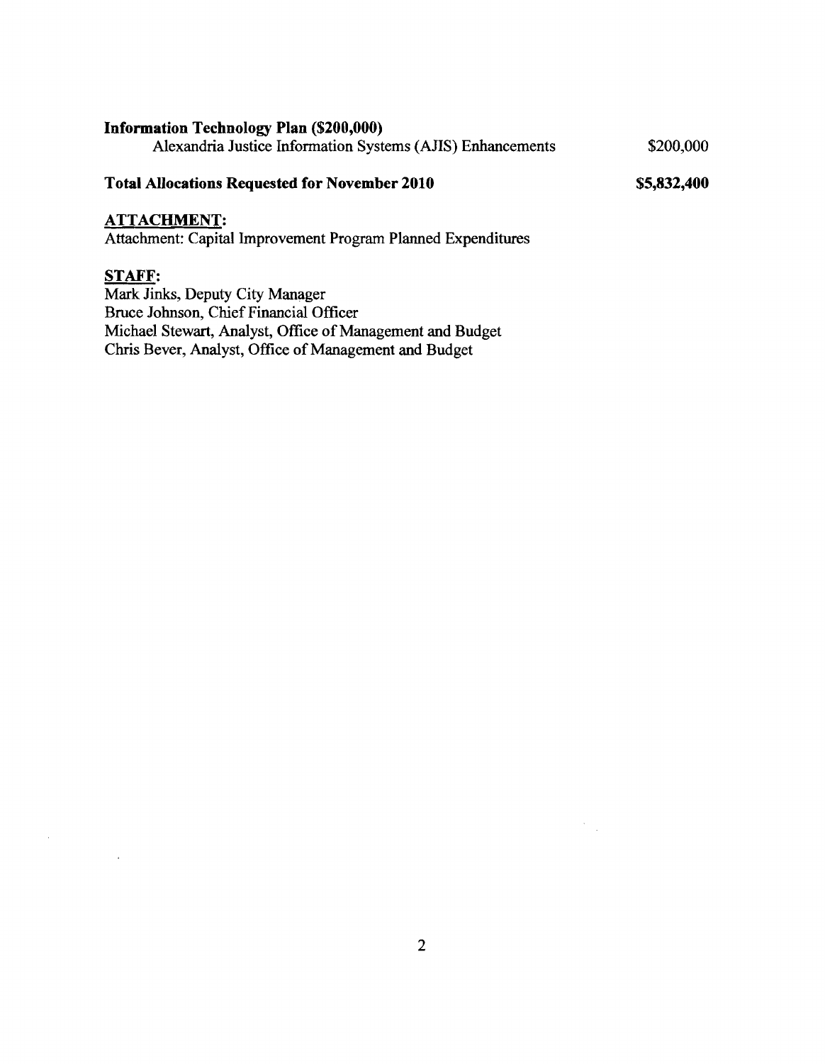**Information Technology Plan ($200,000)**

| | |
|---|---|
| Alexandria Justice Information Systems (AJIS) Enhancements | $200,000 |
| **Total Allocations Requested for November 2010** | **$5,832,400** |

**ATTACHMENT:**

Attachment: Capital Improvement Program Planned Expenditures

**STAFF:**

Mark Jinks, Deputy City Manager
Bruce Johnson, Chief Financial Officer
Michael Stewart, Analyst, Office of Management and Budget
Chris Bever, Analyst, Office of Management and Budget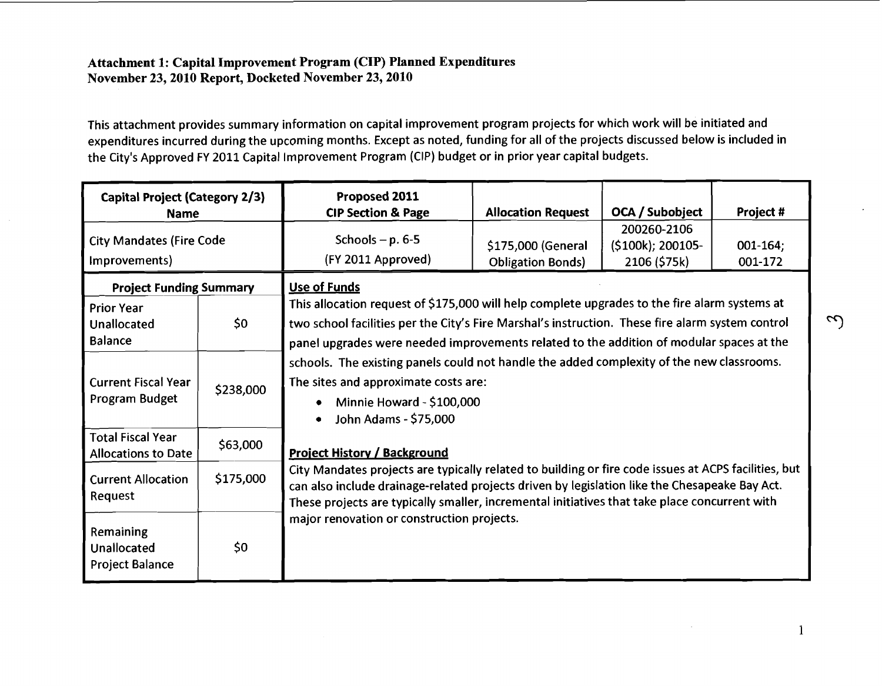**Attachment 1: Capital Improvement Program (CIP) Planned Expenditures**
**November 23, 2010 Report, Docketed November 23, 2010**

This attachment provides summary information on capital improvement program projects for which work will be initiated and expenditures incurred during the upcoming months. Except as noted, funding for all of the projects discussed below is included in the City's Approved FY 2011 Capital Improvement Program (CIP) budget or in prior year capital budgets.

| Capital Project (Category 2/3) Name | Proposed 2011 CIP Section & Page | Allocation Request | OCA / Subobject | Project # |
|---|---|---|---|---|
| City Mandates (Fire Code Improvements) | Schools – p. 6-5 (FY 2011 Approved) | $175,000 (General Obligation Bonds) | 200260-2106 ($100k); 200105-2106 ($75k) | 001-164; 001-172 |

| Project Funding Summary | |
|---|---|
| Prior Year Unallocated Balance | $0 |
| Current Fiscal Year Program Budget | $238,000 |
| Total Fiscal Year Allocations to Date | $63,000 |
| Current Allocation Request | $175,000 |
| Remaining Unallocated Project Balance | $0 |

**Use of Funds**

This allocation request of $175,000 will help complete upgrades to the fire alarm systems at two school facilities per the City's Fire Marshal's instruction. These fire alarm system control panel upgrades were needed improvements related to the addition of modular spaces at the schools. The existing panels could not handle the added complexity of the new classrooms. The sites and approximate costs are:

- Minnie Howard - $100,000
- John Adams - $75,000

**Project History / Background**

City Mandates projects are typically related to building or fire code issues at ACPS facilities, but can also include drainage-related projects driven by legislation like the Chesapeake Bay Act. These projects are typically smaller, incremental initiatives that take place concurrent with major renovation or construction projects.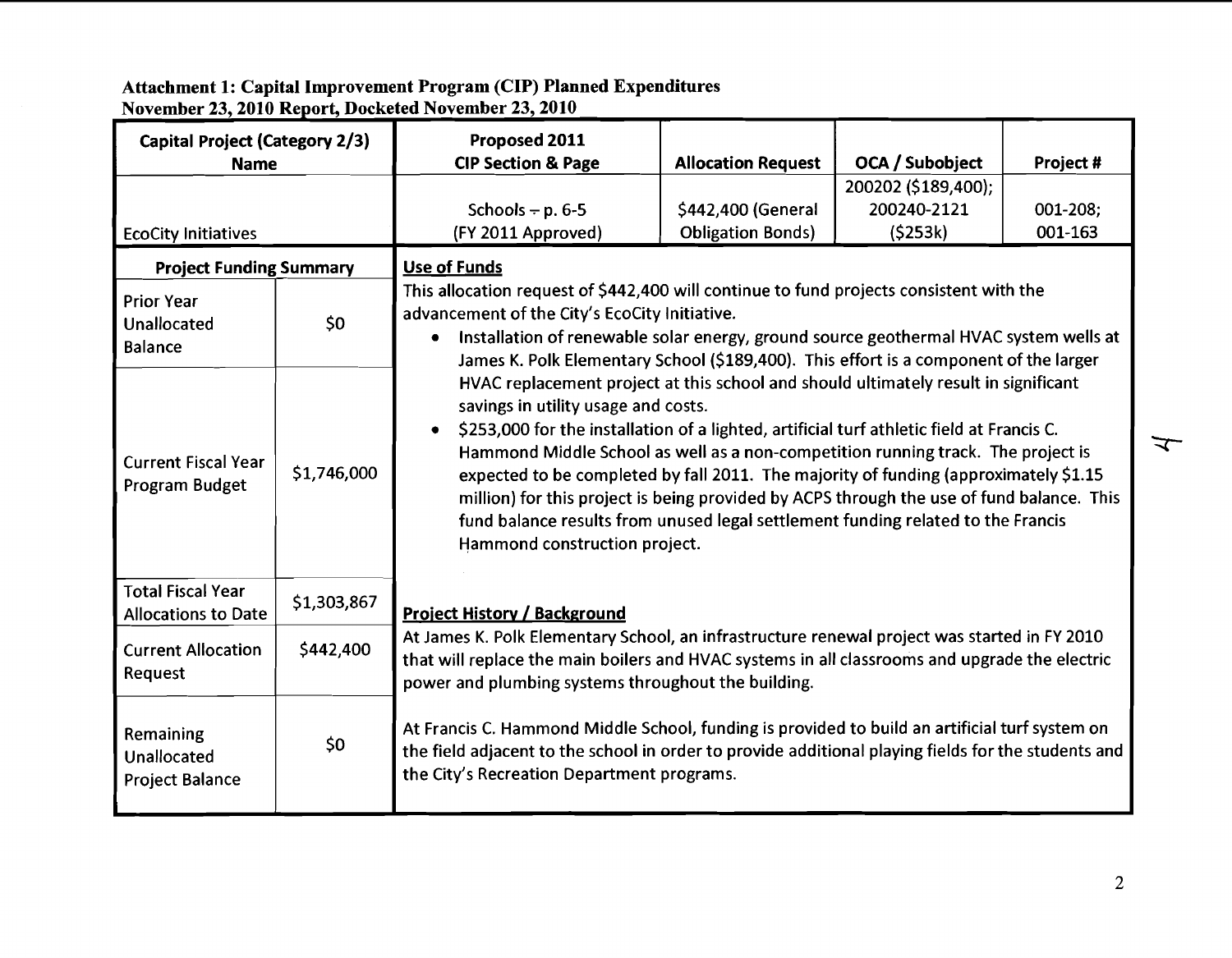**Attachment 1: Capital Improvement Program (CIP) Planned Expenditures**
**November 23, 2010 Report, Docketed November 23, 2010**

| Capital Project (Category 2/3) Name | Proposed 2011 CIP Section & Page | Allocation Request | OCA / Subobject | Project # |
|---|---|---|---|---|
| EcoCity Initiatives | Schools – p. 6-5 (FY 2011 Approved) | $442,400 (General Obligation Bonds) | 200202 ($189,400); 200240-2121 ($253k) | 001-208; 001-163 |

| Project Funding Summary | |
|---|---|
| Prior Year Unallocated Balance | $0 |
| Current Fiscal Year Program Budget | $1,746,000 |
| Total Fiscal Year Allocations to Date | $1,303,867 |
| Current Allocation Request | $442,400 |
| Remaining Unallocated Project Balance | $0 |

**Use of Funds**

This allocation request of $442,400 will continue to fund projects consistent with the advancement of the City's EcoCity Initiative.

- Installation of renewable solar energy, ground source geothermal HVAC system wells at James K. Polk Elementary School ($189,400). This effort is a component of the larger HVAC replacement project at this school and should ultimately result in significant savings in utility usage and costs.
- $253,000 for the installation of a lighted, artificial turf athletic field at Francis C. Hammond Middle School as well as a non-competition running track. The project is expected to be completed by fall 2011. The majority of funding (approximately $1.15 million) for this project is being provided by ACPS through the use of fund balance. This fund balance results from unused legal settlement funding related to the Francis Hammond construction project.

**Project History / Background**

At James K. Polk Elementary School, an infrastructure renewal project was started in FY 2010 that will replace the main boilers and HVAC systems in all classrooms and upgrade the electric power and plumbing systems throughout the building.

At Francis C. Hammond Middle School, funding is provided to build an artificial turf system on the field adjacent to the school in order to provide additional playing fields for the students and the City's Recreation Department programs.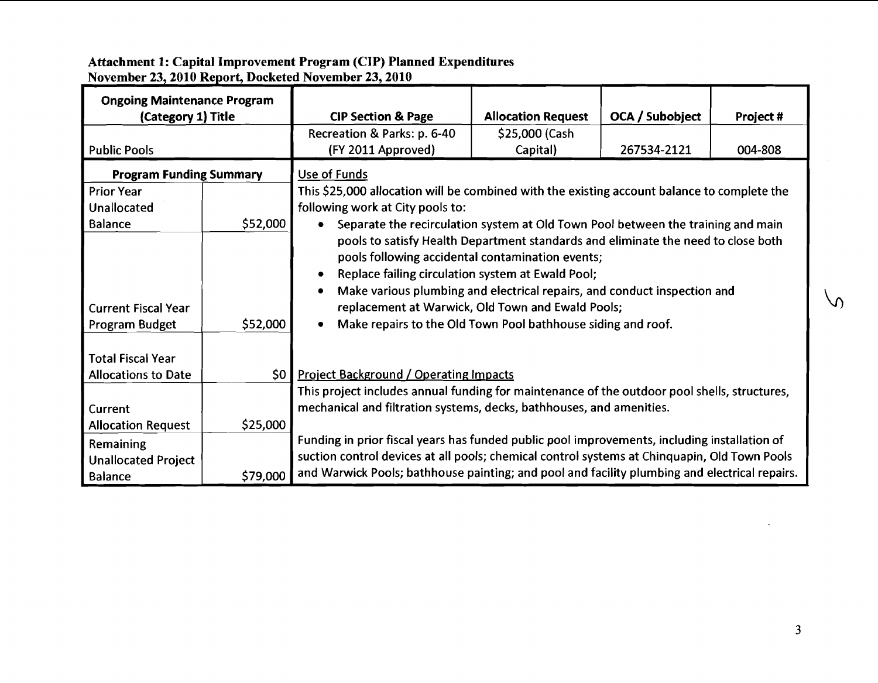**Attachment 1: Capital Improvement Program (CIP) Planned Expenditures**
**November 23, 2010 Report, Docketed November 23, 2010**

| Ongoing Maintenance Program (Category 1) Title | CIP Section & Page | Allocation Request | OCA / Subobject | Project # |
|---|---|---|---|---|
| Public Pools | Recreation & Parks: p. 6-40 (FY 2011 Approved) | $25,000 (Cash Capital) | 267534-2121 | 004-808 |

| Program Funding Summary | |
|---|---|
| Prior Year Unallocated Balance | $52,000 |
| Current Fiscal Year Program Budget | $52,000 |
| Total Fiscal Year Allocations to Date | $0 |
| Current Allocation Request | $25,000 |
| Remaining Unallocated Project Balance | $79,000 |

Use of Funds

This $25,000 allocation will be combined with the existing account balance to complete the following work at City pools to:

- Separate the recirculation system at Old Town Pool between the training and main pools to satisfy Health Department standards and eliminate the need to close both pools following accidental contamination events;
- Replace failing circulation system at Ewald Pool;
- Make various plumbing and electrical repairs, and conduct inspection and replacement at Warwick, Old Town and Ewald Pools;
- Make repairs to the Old Town Pool bathhouse siding and roof.

Project Background / Operating Impacts

This project includes annual funding for maintenance of the outdoor pool shells, structures, mechanical and filtration systems, decks, bathhouses, and amenities.

Funding in prior fiscal years has funded public pool improvements, including installation of suction control devices at all pools; chemical control systems at Chinquapin, Old Town Pools and Warwick Pools; bathhouse painting; and pool and facility plumbing and electrical repairs.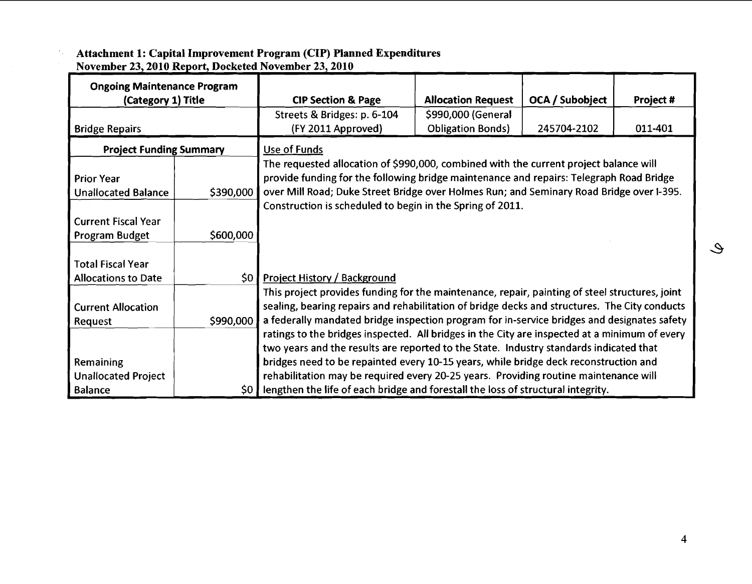**Attachment 1: Capital Improvement Program (CIP) Planned Expenditures**
**November 23, 2010 Report, Docketed November 23, 2010**

| Ongoing Maintenance Program (Category 1) Title | CIP Section & Page | Allocation Request | OCA / Subobject | Project # |
|---|---|---|---|---|
| Bridge Repairs | Streets & Bridges: p. 6-104 (FY 2011 Approved) | $990,000 (General Obligation Bonds) | 245704-2102 | 011-401 |

| Project Funding Summary | |
|---|---|
| Prior Year Unallocated Balance | $390,000 |
| Current Fiscal Year Program Budget | $600,000 |
| Total Fiscal Year Allocations to Date | $0 |
| Current Allocation Request | $990,000 |
| Remaining Unallocated Project Balance | $0 |

**Use of Funds**

The requested allocation of $990,000, combined with the current project balance will provide funding for the following bridge maintenance and repairs: Telegraph Road Bridge over Mill Road; Duke Street Bridge over Holmes Run; and Seminary Road Bridge over I-395. Construction is scheduled to begin in the Spring of 2011.

**Project History / Background**

This project provides funding for the maintenance, repair, painting of steel structures, joint sealing, bearing repairs and rehabilitation of bridge decks and structures. The City conducts a federally mandated bridge inspection program for in-service bridges and designates safety ratings to the bridges inspected. All bridges in the City are inspected at a minimum of every two years and the results are reported to the State. Industry standards indicated that bridges need to be repainted every 10-15 years, while bridge deck reconstruction and rehabilitation may be required every 20-25 years. Providing routine maintenance will lengthen the life of each bridge and forestall the loss of structural integrity.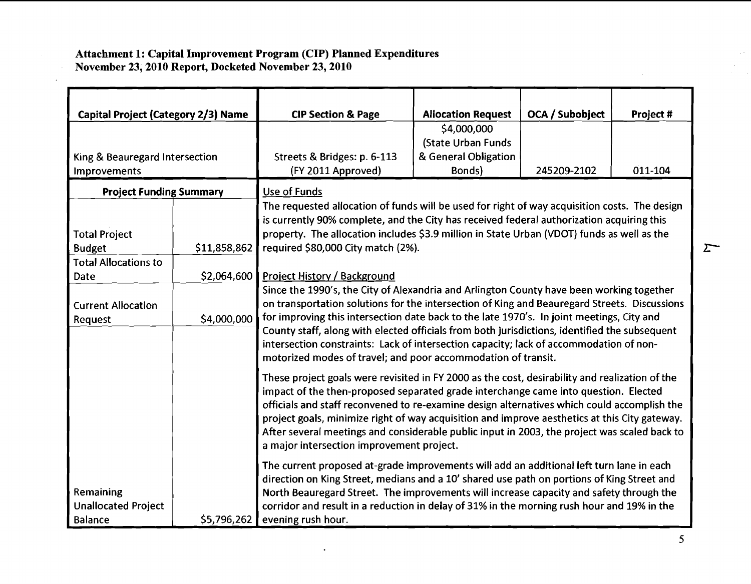**Attachment 1: Capital Improvement Program (CIP) Planned Expenditures**
**November 23, 2010 Report, Docketed November 23, 2010**

| Capital Project (Category 2/3) Name | CIP Section & Page | Allocation Request | OCA / Subobject | Project # |
|---|---|---|---|---|
| King & Beauregard Intersection Improvements | Streets & Bridges: p. 6-113 (FY 2011 Approved) | $4,000,000 (State Urban Funds & General Obligation Bonds) | 245209-2102 | 011-104 |

| Project Funding Summary | |
|---|---|
| Total Project Budget | $11,858,862 |
| Total Allocations to Date | $2,064,600 |
| Current Allocation Request | $4,000,000 |
| Remaining Unallocated Project Balance | $5,796,262 |

Use of Funds

The requested allocation of funds will be used for right of way acquisition costs. The design is currently 90% complete, and the City has received federal authorization acquiring this property. The allocation includes $3.9 million in State Urban (VDOT) funds as well as the required $80,000 City match (2%).

Project History / Background

Since the 1990's, the City of Alexandria and Arlington County have been working together on transportation solutions for the intersection of King and Beauregard Streets. Discussions for improving this intersection date back to the late 1970's. In joint meetings, City and County staff, along with elected officials from both jurisdictions, identified the subsequent intersection constraints: Lack of intersection capacity; lack of accommodation of non-motorized modes of travel; and poor accommodation of transit.

These project goals were revisited in FY 2000 as the cost, desirability and realization of the impact of the then-proposed separated grade interchange came into question. Elected officials and staff reconvened to re-examine design alternatives which could accomplish the project goals, minimize right of way acquisition and improve aesthetics at this City gateway. After several meetings and considerable public input in 2003, the project was scaled back to a major intersection improvement project.

The current proposed at-grade improvements will add an additional left turn lane in each direction on King Street, medians and a 10' shared use path on portions of King Street and North Beauregard Street. The improvements will increase capacity and safety through the corridor and result in a reduction in delay of 31% in the morning rush hour and 19% in the evening rush hour.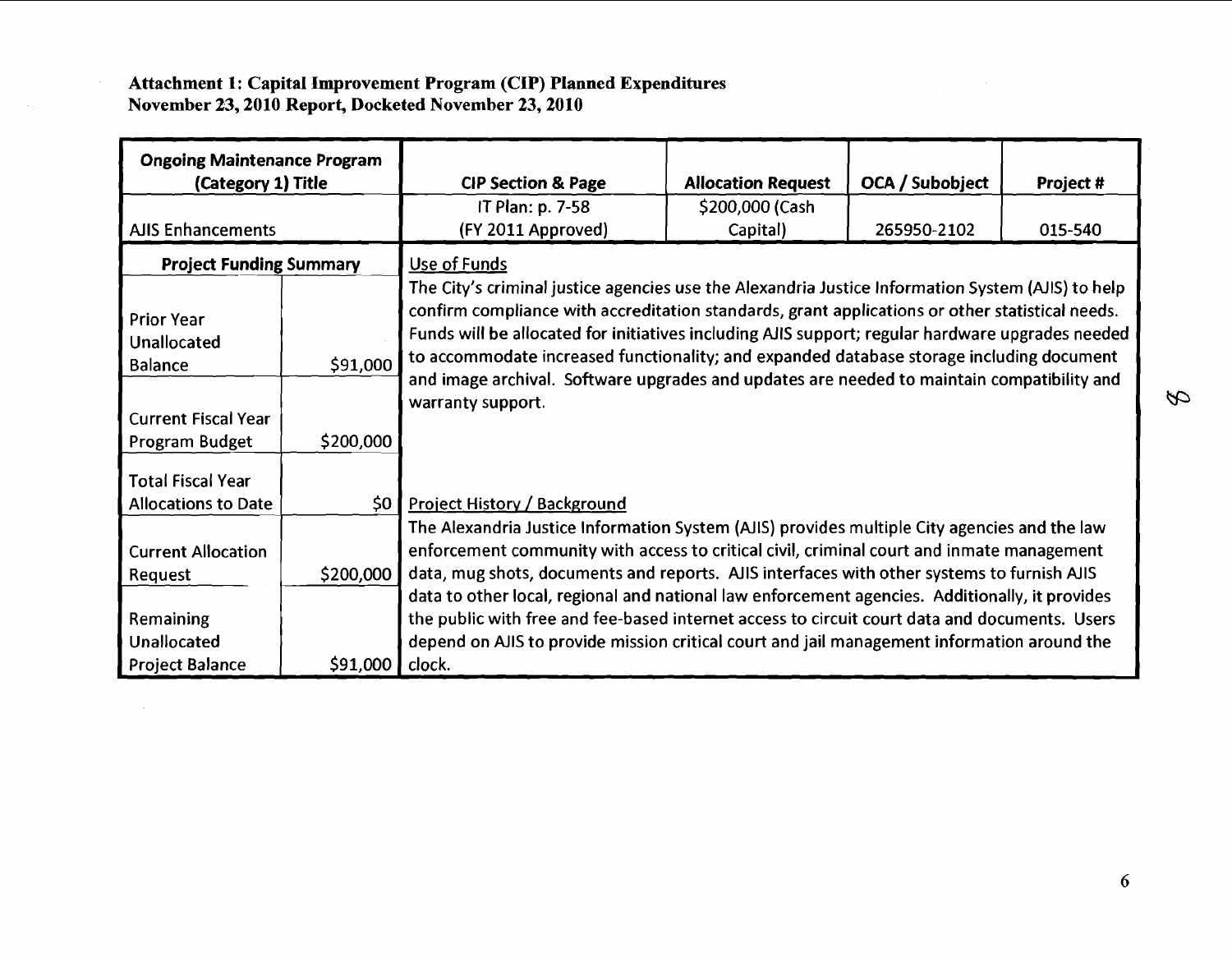**Attachment 1: Capital Improvement Program (CIP) Planned Expenditures**
**November 23, 2010 Report, Docketed November 23, 2010**

| Ongoing Maintenance Program (Category 1) Title | CIP Section & Page | Allocation Request | OCA / Subobject | Project # |
|---|---|---|---|---|
| AJIS Enhancements | IT Plan: p. 7-58 (FY 2011 Approved) | $200,000 (Cash Capital) | 265950-2102 | 015-540 |

| Project Funding Summary | |
|---|---|
| Prior Year Unallocated Balance | $91,000 |
| Current Fiscal Year Program Budget | $200,000 |
| Total Fiscal Year Allocations to Date | $0 |
| Current Allocation Request | $200,000 |
| Remaining Unallocated Project Balance | $91,000 |

Use of Funds

The City's criminal justice agencies use the Alexandria Justice Information System (AJIS) to help confirm compliance with accreditation standards, grant applications or other statistical needs. Funds will be allocated for initiatives including AJIS support; regular hardware upgrades needed to accommodate increased functionality; and expanded database storage including document and image archival. Software upgrades and updates are needed to maintain compatibility and warranty support.

Project History / Background

The Alexandria Justice Information System (AJIS) provides multiple City agencies and the law enforcement community with access to critical civil, criminal court and inmate management data, mug shots, documents and reports. AJIS interfaces with other systems to furnish AJIS data to other local, regional and national law enforcement agencies. Additionally, it provides the public with free and fee-based internet access to circuit court data and documents. Users depend on AJIS to provide mission critical court and jail management information around the clock.